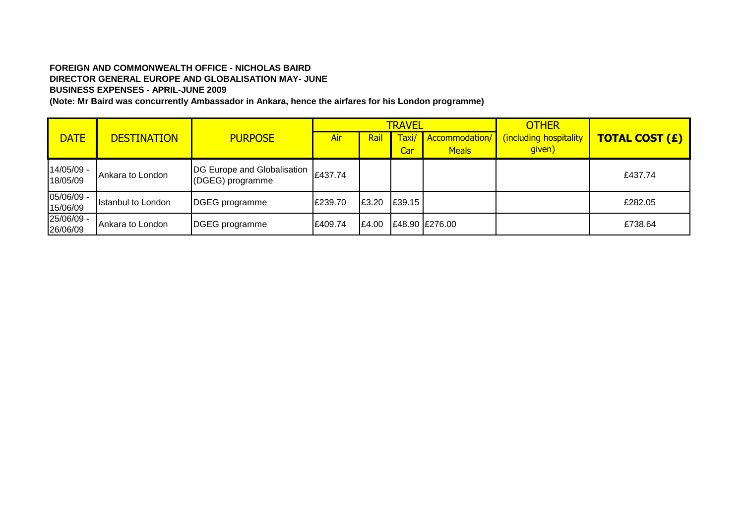**FOREIGN AND COMMONWEALTH OFFICE - NICHOLAS BAIRD**
**DIRECTOR GENERAL EUROPE AND GLOBALISATION MAY- JUNE**
**BUSINESS EXPENSES - APRIL-JUNE 2009**
**(Note: Mr Baird was concurrently Ambassador in Ankara, hence the airfares for his London programme)**

| DATE | DESTINATION | PURPOSE | TRAVEL | | | | OTHER | TOTAL COST (£) |
|---|---|---|---|---|---|---|---|---|
| | | | Air | Rail | Taxi/ Car | Accommodation/ Meals | (including hospitality given) | |
| 14/05/09 - 18/05/09 | Ankara to London | DG Europe and Globalisation (DGEG) programme | £437.74 | | | | | £437.74 |
| 05/06/09 - 15/06/09 | Istanbul to London | DGEG programme | £239.70 | £3.20 | £39.15 | | | £282.05 |
| 25/06/09 - 26/06/09 | Ankara to London | DGEG programme | £409.74 | £4.00 | £48.90 | £276.00 | | £738.64 |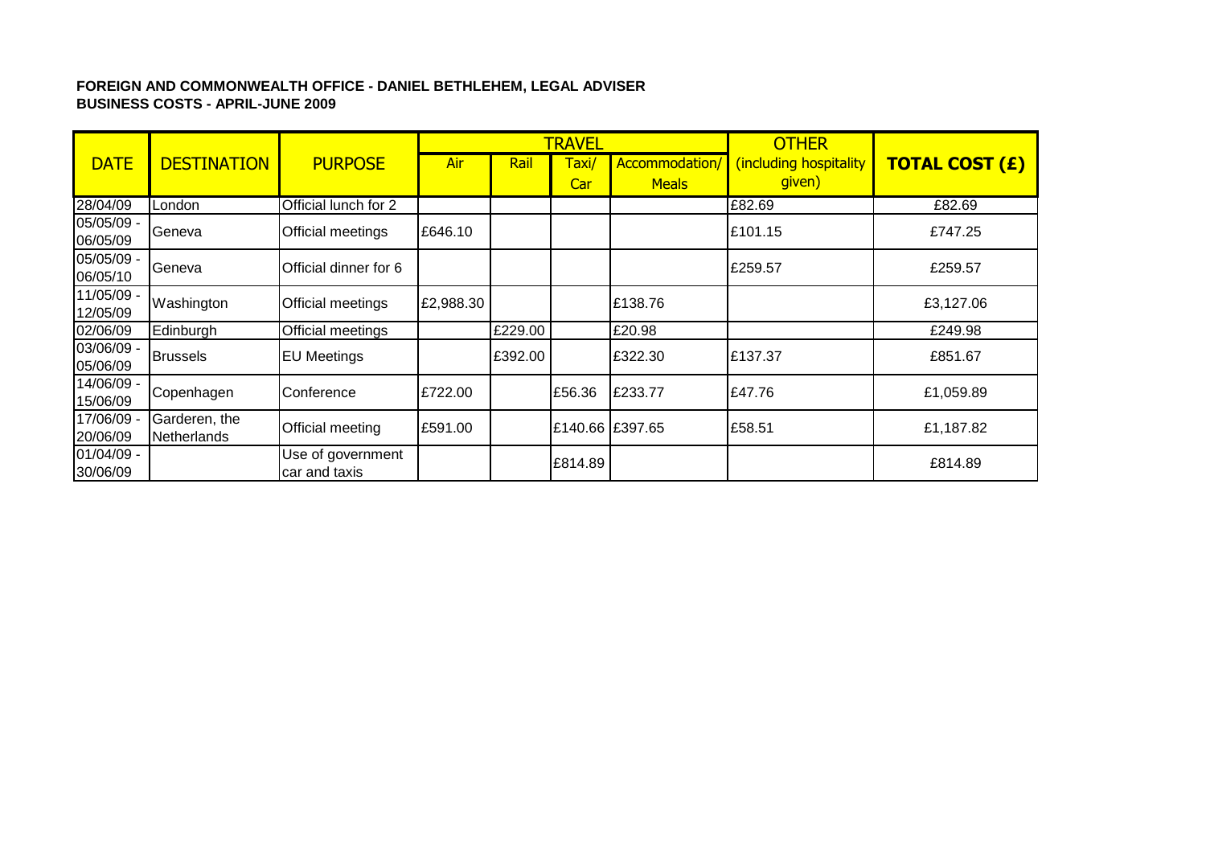**FOREIGN AND COMMONWEALTH OFFICE - DANIEL BETHLEHEM, LEGAL ADVISER**
**BUSINESS COSTS - APRIL-JUNE 2009**

| DATE | DESTINATION | PURPOSE | TRAVEL | | | | OTHER | TOTAL COST (£) |
|---|---|---|---|---|---|---|---|---|
| | | | Air | Rail | Taxi/ Car | Accommodation/ Meals | (including hospitality given) | |
| 28/04/09 | London | Official lunch for 2 | | | | | £82.69 | £82.69 |
| 05/05/09 - 06/05/09 | Geneva | Official meetings | £646.10 | | | | £101.15 | £747.25 |
| 05/05/09 - 06/05/10 | Geneva | Official dinner for 6 | | | | | £259.57 | £259.57 |
| 11/05/09 - 12/05/09 | Washington | Official meetings | £2,988.30 | | | £138.76 | | £3,127.06 |
| 02/06/09 | Edinburgh | Official meetings | | £229.00 | | £20.98 | | £249.98 |
| 03/06/09 - 05/06/09 | Brussels | EU Meetings | | £392.00 | | £322.30 | £137.37 | £851.67 |
| 14/06/09 - 15/06/09 | Copenhagen | Conference | £722.00 | | £56.36 | £233.77 | £47.76 | £1,059.89 |
| 17/06/09 - 20/06/09 | Garderen, the Netherlands | Official meeting | £591.00 | | £140.66 | £397.65 | £58.51 | £1,187.82 |
| 01/04/09 - 30/06/09 | | Use of government car and taxis | | | £814.89 | | | £814.89 |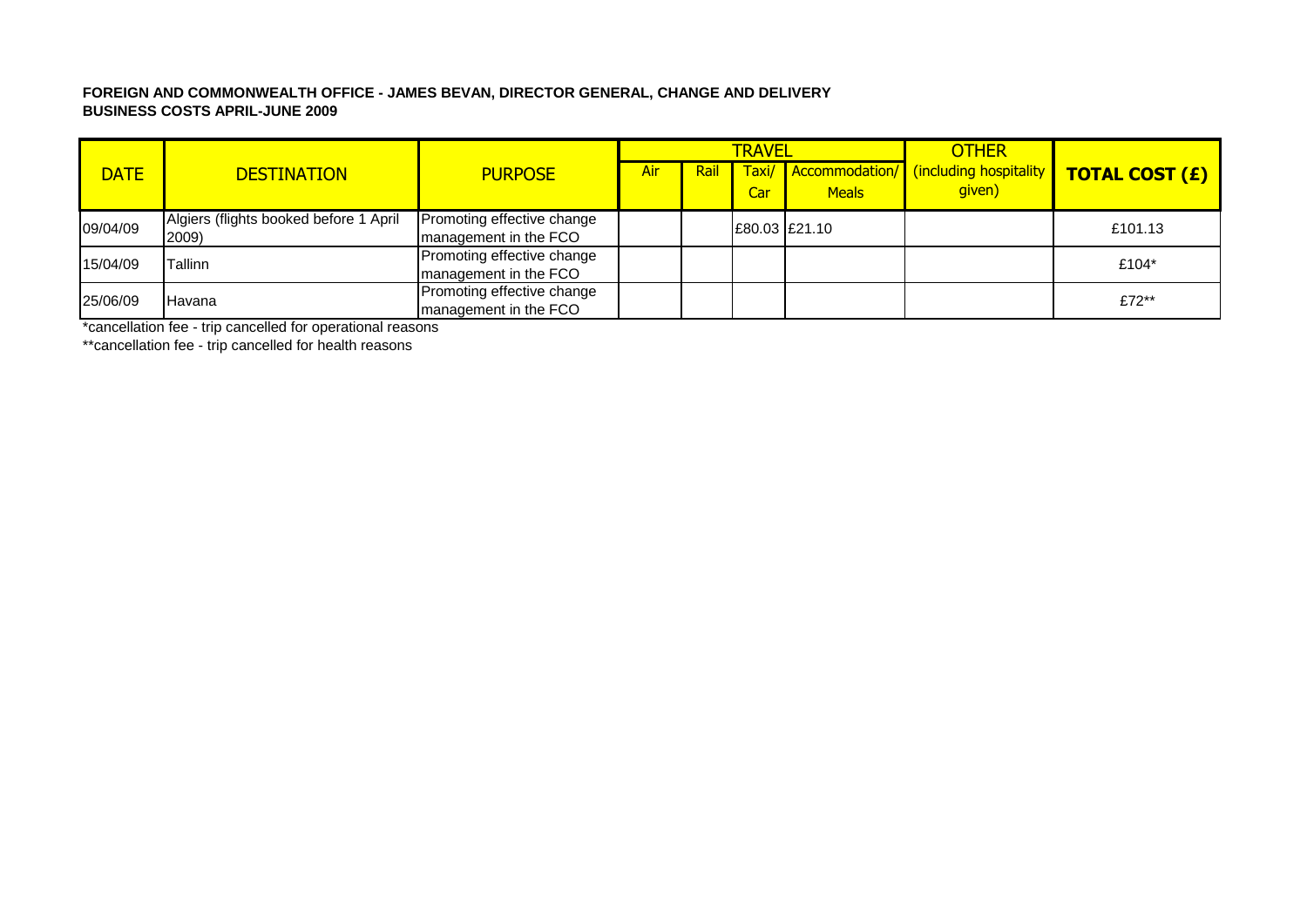**FOREIGN AND COMMONWEALTH OFFICE - JAMES BEVAN, DIRECTOR GENERAL, CHANGE AND DELIVERY**
**BUSINESS COSTS APRIL-JUNE 2009**

| DATE | DESTINATION | PURPOSE | TRAVEL | | | | OTHER | TOTAL COST (£) |
|---|---|---|---|---|---|---|---|---|
| | | | Air | Rail | Taxi/ Car | Accommodation/ Meals | (including hospitality given) | |
| 09/04/09 | Algiers (flights booked before 1 April 2009) | Promoting effective change management in the FCO | | | £80.03 | £21.10 | | £101.13 |
| 15/04/09 | Tallinn | Promoting effective change management in the FCO | | | | | | £104* |
| 25/06/09 | Havana | Promoting effective change management in the FCO | | | | | | £72** |

*cancellation fee - trip cancelled for operational reasons

**cancellation fee - trip cancelled for health reasons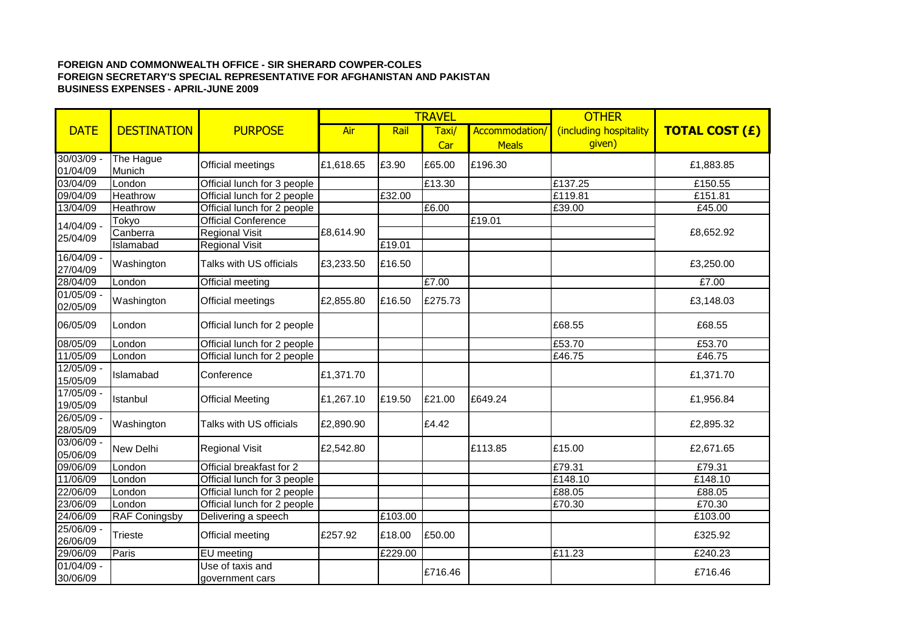**FOREIGN AND COMMONWEALTH OFFICE - SIR SHERARD COWPER-COLES**
**FOREIGN SECRETARY'S SPECIAL REPRESENTATIVE FOR AFGHANISTAN AND PAKISTAN**
**BUSINESS EXPENSES - APRIL-JUNE 2009**

| DATE | DESTINATION | PURPOSE | TRAVEL | | | | OTHER | TOTAL COST (£) |
|---|---|---|---|---|---|---|---|---|
| | | | Air | Rail | Taxi/ Car | Accommodation/ Meals | (including hospitality given) | |
| 30/03/09 - 01/04/09 | The Hague Munich | Official meetings | £1,618.65 | £3.90 | £65.00 | £196.30 | | £1,883.85 |
| 03/04/09 | London | Official lunch for 3 people | | | £13.30 | | £137.25 | £150.55 |
| 09/04/09 | Heathrow | Official lunch for 2 people | | £32.00 | | | £119.81 | £151.81 |
| 13/04/09 | Heathrow | Official lunch for 2 people | | | £6.00 | | £39.00 | £45.00 |
| 14/04/09 - 25/04/09 | Tokyo | Official Conference | £8,614.90 | | | £19.01 | | £8,652.92 |
| | Canberra | Regional Visit | | | | | | |
| | Islamabad | Regional Visit | | £19.01 | | | | |
| 16/04/09 - 27/04/09 | Washington | Talks with US officials | £3,233.50 | £16.50 | | | | £3,250.00 |
| 28/04/09 | London | Official meeting | | | £7.00 | | | £7.00 |
| 01/05/09 - 02/05/09 | Washington | Official meetings | £2,855.80 | £16.50 | £275.73 | | | £3,148.03 |
| 06/05/09 | London | Official lunch for 2 people | | | | | £68.55 | £68.55 |
| 08/05/09 | London | Official lunch for 2 people | | | | | £53.70 | £53.70 |
| 11/05/09 | London | Official lunch for 2 people | | | | | £46.75 | £46.75 |
| 12/05/09 - 15/05/09 | Islamabad | Conference | £1,371.70 | | | | | £1,371.70 |
| 17/05/09 - 19/05/09 | Istanbul | Official Meeting | £1,267.10 | £19.50 | £21.00 | £649.24 | | £1,956.84 |
| 26/05/09 - 28/05/09 | Washington | Talks with US officials | £2,890.90 | | £4.42 | | | £2,895.32 |
| 03/06/09 - 05/06/09 | New Delhi | Regional Visit | £2,542.80 | | | £113.85 | £15.00 | £2,671.65 |
| 09/06/09 | London | Official breakfast for 2 | | | | | £79.31 | £79.31 |
| 11/06/09 | London | Official lunch for 3 people | | | | | £148.10 | £148.10 |
| 22/06/09 | London | Official lunch for 2 people | | | | | £88.05 | £88.05 |
| 23/06/09 | London | Official lunch for 2 people | | | | | £70.30 | £70.30 |
| 24/06/09 | RAF Coningsby | Delivering a speech | | £103.00 | | | | £103.00 |
| 25/06/09 - 26/06/09 | Trieste | Official meeting | £257.92 | £18.00 | £50.00 | | | £325.92 |
| 29/06/09 | Paris | EU meeting | | £229.00 | | | £11.23 | £240.23 |
| 01/04/09 - 30/06/09 | | Use of taxis and government cars | | | £716.46 | | | £716.46 |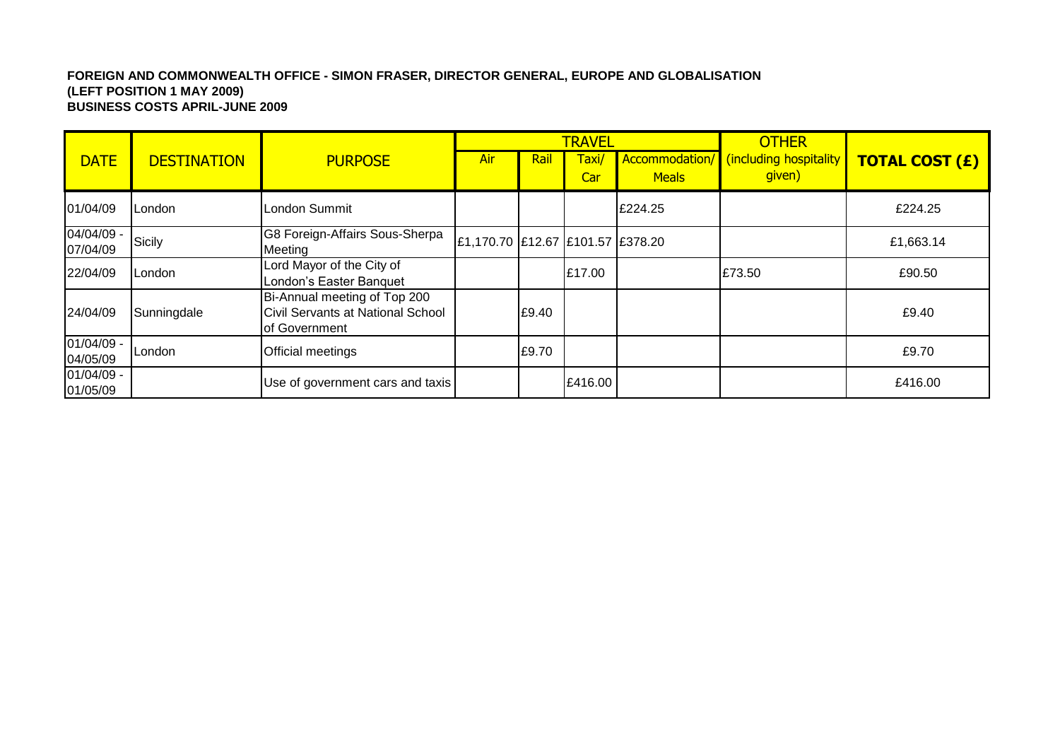**FOREIGN AND COMMONWEALTH OFFICE - SIMON FRASER, DIRECTOR GENERAL, EUROPE AND GLOBALISATION**
**(LEFT POSITION 1 MAY 2009)**
**BUSINESS COSTS APRIL-JUNE 2009**

| DATE | DESTINATION | PURPOSE | TRAVEL | | | | OTHER | TOTAL COST (£) |
|---|---|---|---|---|---|---|---|---|
| | | | Air | Rail | Taxi/ Car | Accommodation/ Meals | (including hospitality given) | |
| 01/04/09 | London | London Summit | | | | £224.25 | | £224.25 |
| 04/04/09 - 07/04/09 | Sicily | G8 Foreign-Affairs Sous-Sherpa Meeting | £1,170.70 | £12.67 | £101.57 | £378.20 | | £1,663.14 |
| 22/04/09 | London | Lord Mayor of the City of London's Easter Banquet | | | £17.00 | | £73.50 | £90.50 |
| 24/04/09 | Sunningdale | Bi-Annual meeting of Top 200 Civil Servants at National School of Government | | £9.40 | | | | £9.40 |
| 01/04/09 - 04/05/09 | London | Official meetings | | £9.70 | | | | £9.70 |
| 01/04/09 - 01/05/09 | | Use of government cars and taxis | | | £416.00 | | | £416.00 |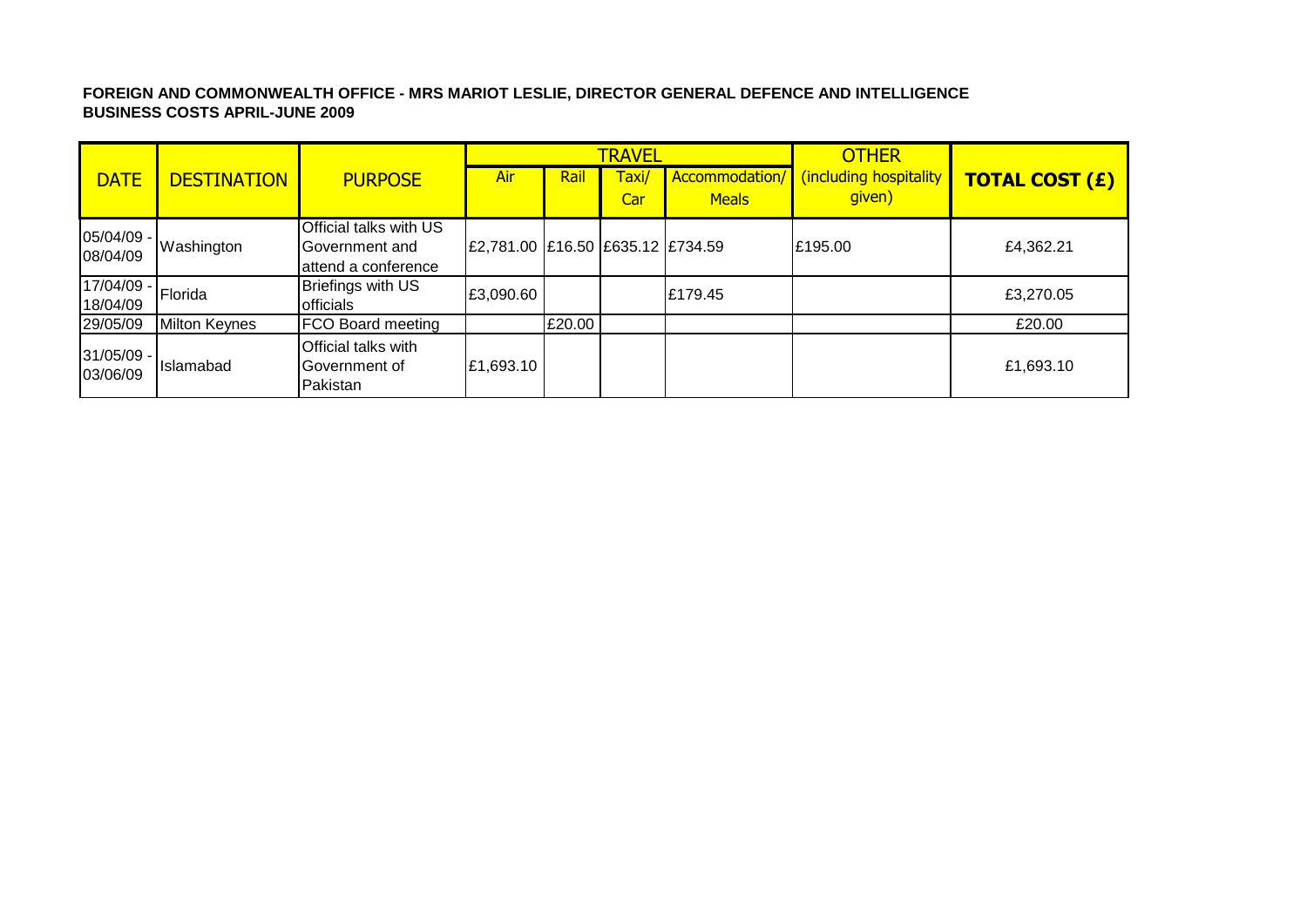**FOREIGN AND COMMONWEALTH OFFICE - MRS MARIOT LESLIE, DIRECTOR GENERAL DEFENCE AND INTELLIGENCE**
**BUSINESS COSTS APRIL-JUNE 2009**

| DATE | DESTINATION | PURPOSE | TRAVEL | | | | OTHER | TOTAL COST (£) |
|---|---|---|---|---|---|---|---|---|
| | | | Air | Rail | Taxi/ Car | Accommodation/ Meals | (including hospitality given) | |
| 05/04/09 - 08/04/09 | Washington | Official talks with US Government and attend a conference | £2,781.00 | £16.50 | £635.12 | £734.59 | £195.00 | £4,362.21 |
| 17/04/09 - 18/04/09 | Florida | Briefings with US officials | £3,090.60 | | | £179.45 | | £3,270.05 |
| 29/05/09 | Milton Keynes | FCO Board meeting | | £20.00 | | | | £20.00 |
| 31/05/09 - 03/06/09 | Islamabad | Official talks with Government of Pakistan | £1,693.10 | | | | | £1,693.10 |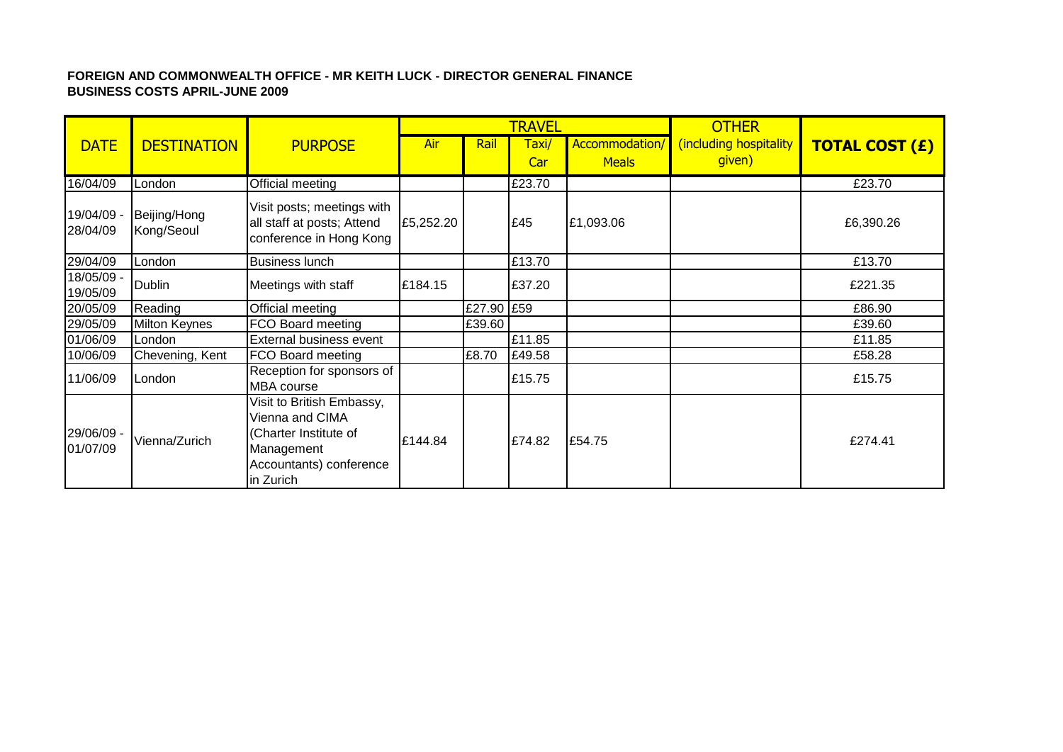**FOREIGN AND COMMONWEALTH OFFICE - MR KEITH LUCK - DIRECTOR GENERAL FINANCE**
**BUSINESS COSTS APRIL-JUNE 2009**

| DATE | DESTINATION | PURPOSE | TRAVEL | | | | OTHER | TOTAL COST (£) |
|---|---|---|---|---|---|---|---|---|
| | | | Air | Rail | Taxi/ Car | Accommodation/ Meals | (including hospitality given) | |
| 16/04/09 | London | Official meeting | | | £23.70 | | | £23.70 |
| 19/04/09 - 28/04/09 | Beijing/Hong Kong/Seoul | Visit posts; meetings with all staff at posts; Attend conference in Hong Kong | £5,252.20 | | £45 | £1,093.06 | | £6,390.26 |
| 29/04/09 | London | Business lunch | | | £13.70 | | | £13.70 |
| 18/05/09 - 19/05/09 | Dublin | Meetings with staff | £184.15 | | £37.20 | | | £221.35 |
| 20/05/09 | Reading | Official meeting | | £27.90 | £59 | | | £86.90 |
| 29/05/09 | Milton Keynes | FCO Board meeting | | £39.60 | | | | £39.60 |
| 01/06/09 | London | External business event | | | £11.85 | | | £11.85 |
| 10/06/09 | Chevening, Kent | FCO Board meeting | | £8.70 | £49.58 | | | £58.28 |
| 11/06/09 | London | Reception for sponsors of MBA course | | | £15.75 | | | £15.75 |
| 29/06/09 - 01/07/09 | Vienna/Zurich | Visit to British Embassy, Vienna and CIMA (Charter Institute of Management Accountants) conference in Zurich | £144.84 | | £74.82 | £54.75 | | £274.41 |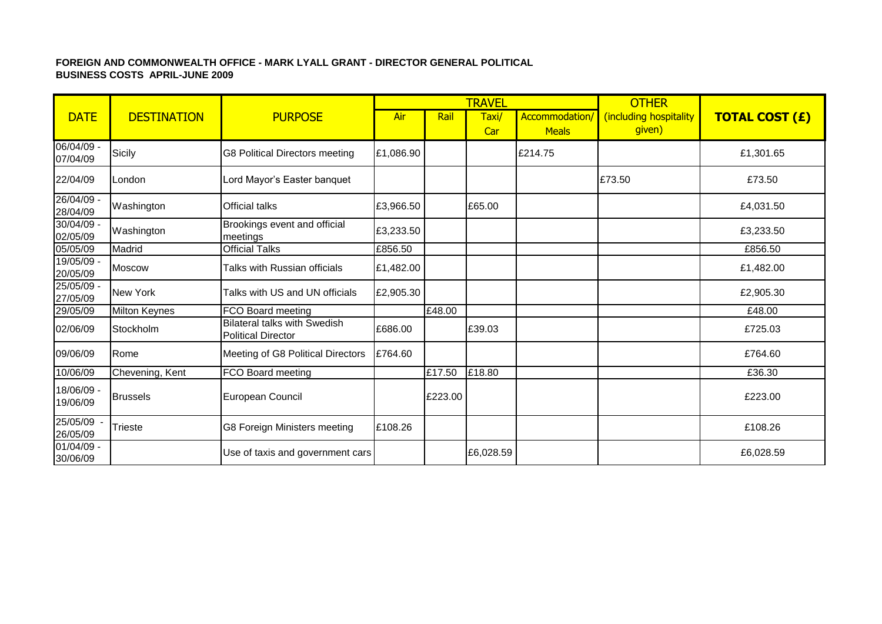**FOREIGN AND COMMONWEALTH OFFICE - MARK LYALL GRANT - DIRECTOR GENERAL POLITICAL**
**BUSINESS COSTS APRIL-JUNE 2009**

| DATE | DESTINATION | PURPOSE | TRAVEL | | | | OTHER | TOTAL COST (£) |
|---|---|---|---|---|---|---|---|---|
| | | | Air | Rail | Taxi/ Car | Accommodation/ Meals | (including hospitality given) | |
| 06/04/09 - 07/04/09 | Sicily | G8 Political Directors meeting | £1,086.90 | | | £214.75 | | £1,301.65 |
| 22/04/09 | London | Lord Mayor's Easter banquet | | | | | £73.50 | £73.50 |
| 26/04/09 - 28/04/09 | Washington | Official talks | £3,966.50 | | £65.00 | | | £4,031.50 |
| 30/04/09 - 02/05/09 | Washington | Brookings event and official meetings | £3,233.50 | | | | | £3,233.50 |
| 05/05/09 | Madrid | Official Talks | £856.50 | | | | | £856.50 |
| 19/05/09 - 20/05/09 | Moscow | Talks with Russian officials | £1,482.00 | | | | | £1,482.00 |
| 25/05/09 - 27/05/09 | New York | Talks with US and UN officials | £2,905.30 | | | | | £2,905.30 |
| 29/05/09 | Milton Keynes | FCO Board meeting | | £48.00 | | | | £48.00 |
| 02/06/09 | Stockholm | Bilateral talks with Swedish Political Director | £686.00 | | £39.03 | | | £725.03 |
| 09/06/09 | Rome | Meeting of G8 Political Directors | £764.60 | | | | | £764.60 |
| 10/06/09 | Chevening, Kent | FCO Board meeting | | £17.50 | £18.80 | | | £36.30 |
| 18/06/09 - 19/06/09 | Brussels | European Council | | £223.00 | | | | £223.00 |
| 25/05/09 - 26/05/09 | Trieste | G8 Foreign Ministers meeting | £108.26 | | | | | £108.26 |
| 01/04/09 - 30/06/09 | | Use of taxis and government cars | | | £6,028.59 | | | £6,028.59 |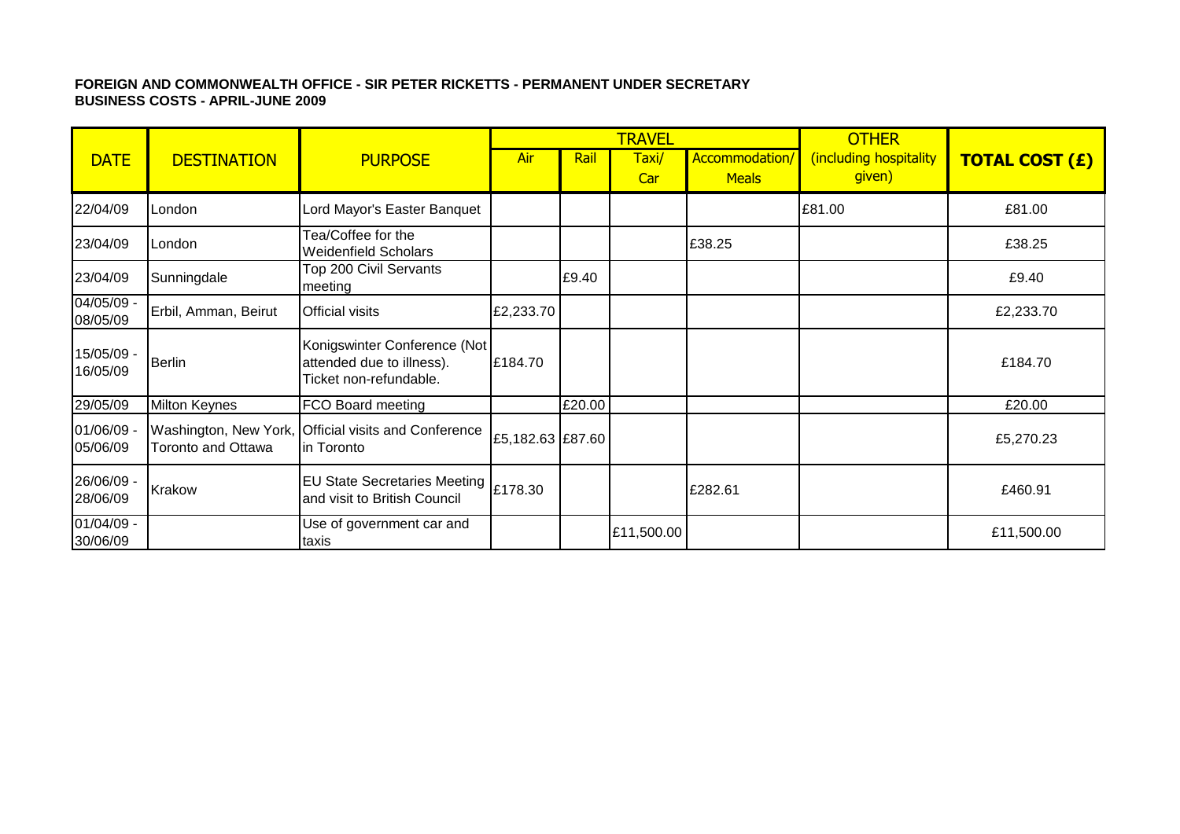**FOREIGN AND COMMONWEALTH OFFICE - SIR PETER RICKETTS - PERMANENT UNDER SECRETARY**
**BUSINESS COSTS - APRIL-JUNE 2009**

| DATE | DESTINATION | PURPOSE | TRAVEL | | | | OTHER | TOTAL COST (£) |
|---|---|---|---|---|---|---|---|---|
| | | | Air | Rail | Taxi/ Car | Accommodation/ Meals | (including hospitality given) | |
| 22/04/09 | London | Lord Mayor's Easter Banquet | | | | | £81.00 | £81.00 |
| 23/04/09 | London | Tea/Coffee for the Weidenfield Scholars | | | | £38.25 | | £38.25 |
| 23/04/09 | Sunningdale | Top 200 Civil Servants meeting | | £9.40 | | | | £9.40 |
| 04/05/09 - 08/05/09 | Erbil, Amman, Beirut | Official visits | £2,233.70 | | | | | £2,233.70 |
| 15/05/09 - 16/05/09 | Berlin | Konigswinter Conference (Not attended due to illness). Ticket non-refundable. | £184.70 | | | | | £184.70 |
| 29/05/09 | Milton Keynes | FCO Board meeting | | £20.00 | | | | £20.00 |
| 01/06/09 - 05/06/09 | Washington, New York, Toronto and Ottawa | Official visits and Conference in Toronto | £5,182.63 | £87.60 | | | | £5,270.23 |
| 26/06/09 - 28/06/09 | Krakow | EU State Secretaries Meeting and visit to British Council | £178.30 | | | £282.61 | | £460.91 |
| 01/04/09 - 30/06/09 | | Use of government car and taxis | | | £11,500.00 | | | £11,500.00 |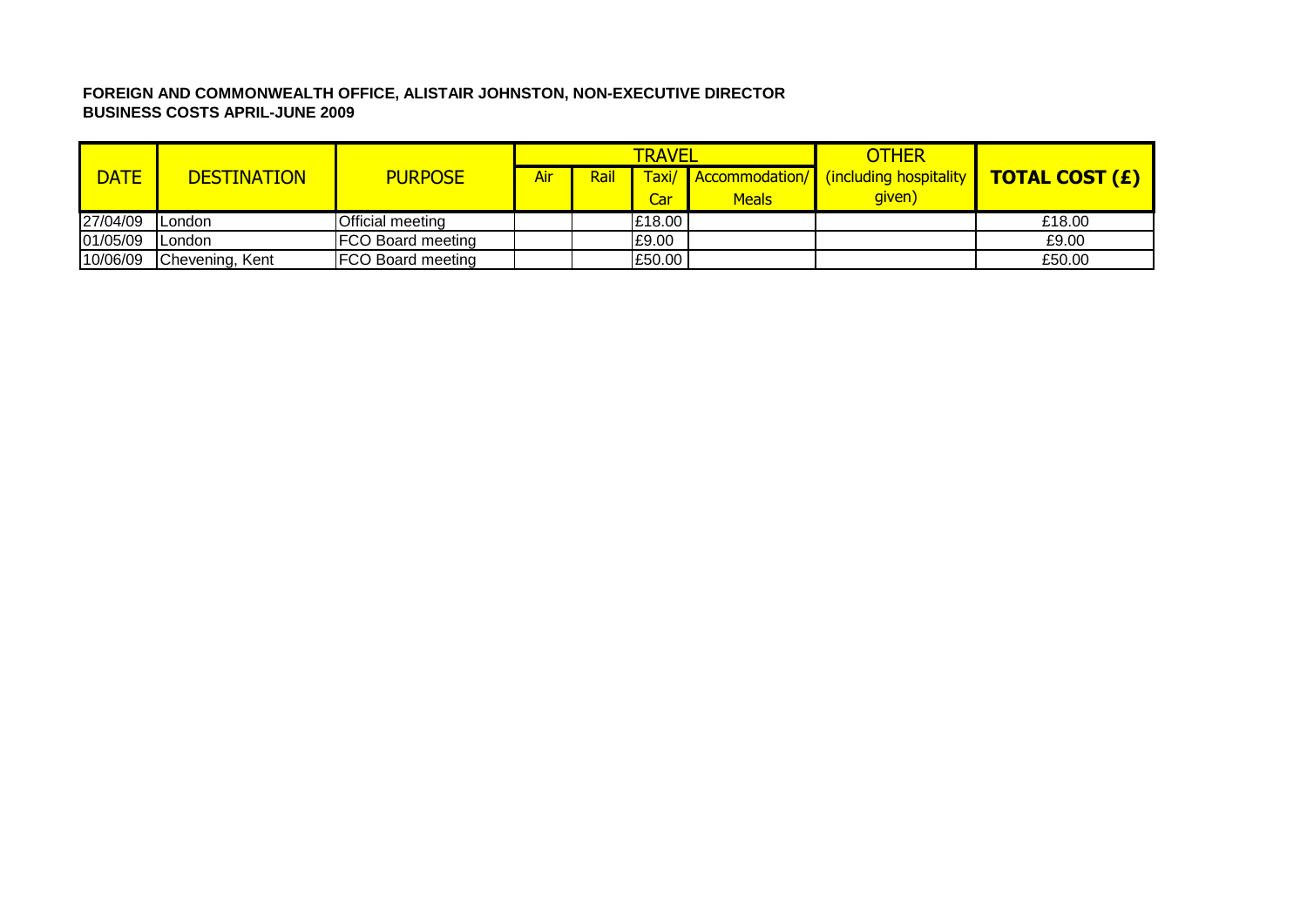**FOREIGN AND COMMONWEALTH OFFICE, ALISTAIR JOHNSTON, NON-EXECUTIVE DIRECTOR**
**BUSINESS COSTS APRIL-JUNE 2009**

| DATE | DESTINATION | PURPOSE | TRAVEL | | | | OTHER | TOTAL COST (£) |
|---|---|---|---|---|---|---|---|---|
| | | | Air | Rail | Taxi/ Car | Accommodation/ Meals | (including hospitality given) | |
| 27/04/09 | London | Official meeting | | | £18.00 | | | £18.00 |
| 01/05/09 | London | FCO Board meeting | | | £9.00 | | | £9.00 |
| 10/06/09 | Chevening, Kent | FCO Board meeting | | | £50.00 | | | £50.00 |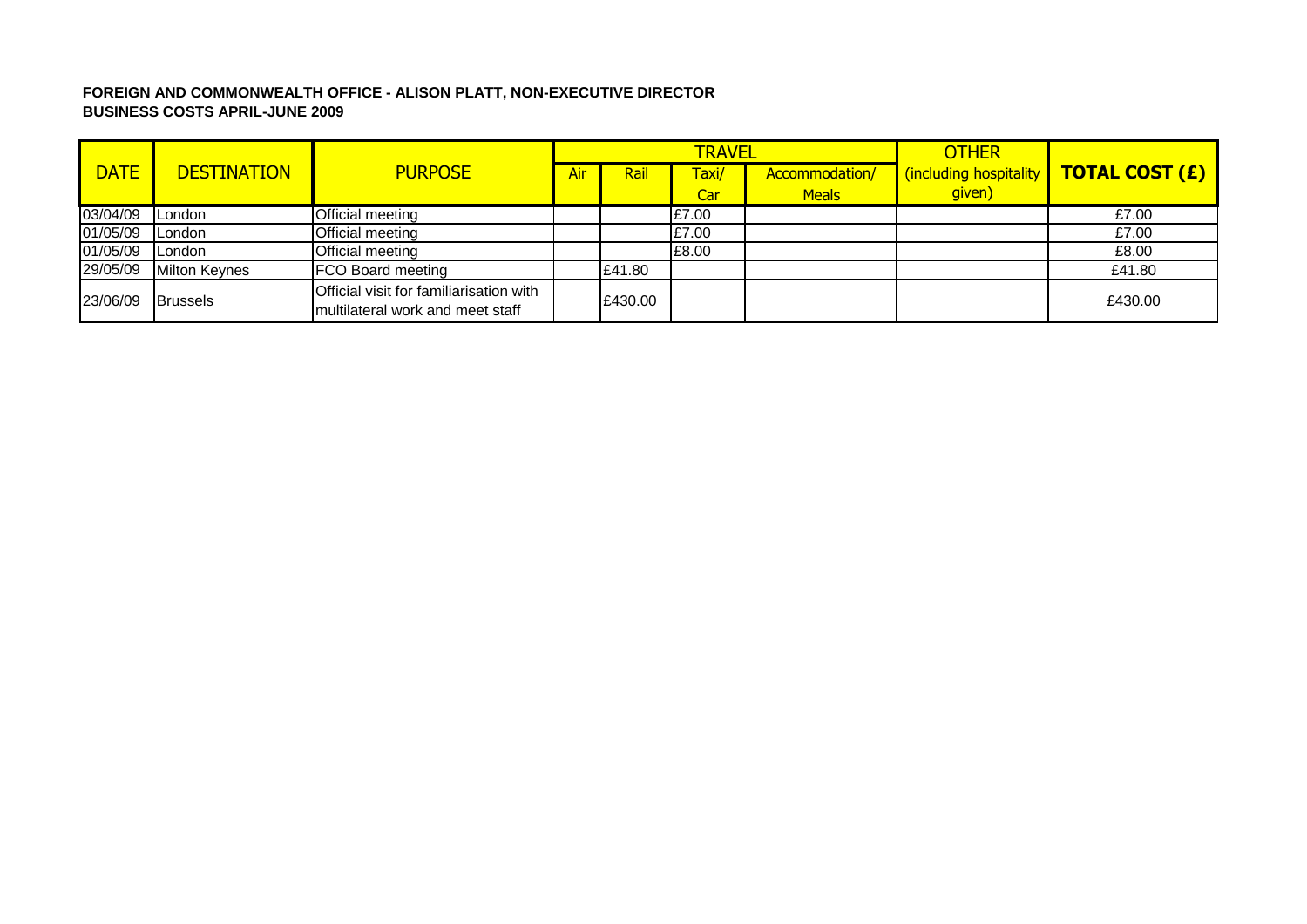**FOREIGN AND COMMONWEALTH OFFICE - ALISON PLATT, NON-EXECUTIVE DIRECTOR**
**BUSINESS COSTS APRIL-JUNE 2009**

| DATE | DESTINATION | PURPOSE | TRAVEL | | | | OTHER (including hospitality given) | TOTAL COST (£) |
|---|---|---|---|---|---|---|---|---|
| | | | Air | Rail | Taxi/ Car | Accommodation/ Meals | | |
| 03/04/09 | London | Official meeting | | | £7.00 | | | £7.00 |
| 01/05/09 | London | Official meeting | | | £7.00 | | | £7.00 |
| 01/05/09 | London | Official meeting | | | £8.00 | | | £8.00 |
| 29/05/09 | Milton Keynes | FCO Board meeting | | £41.80 | | | | £41.80 |
| 23/06/09 | Brussels | Official visit for familiarisation with multilateral work and meet staff | | £430.00 | | | | £430.00 |